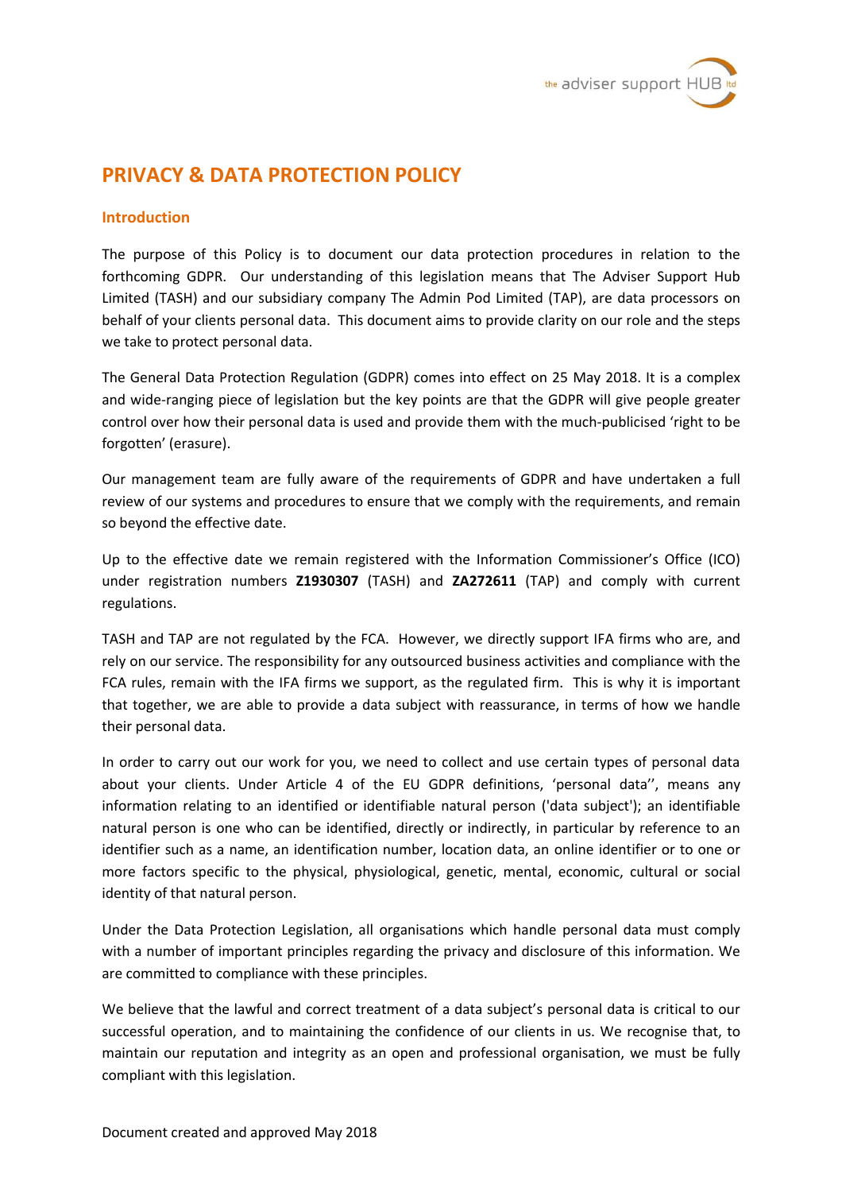# PRIVACY & DATA PROTECTION POLICY

## Introduction

The purpose of this Policy is to document our data protection procedures in relation to the forthcoming GDPR. Our understanding of this legislation means that The Adviser Support Hub Limited (TASH) and our subsidiary company The Admin Pod Limited (TAP), are data processors on behalf of your clients personal data. This document aims to provide clarity on our role and the steps we take to protect personal data.

The General Data Protection Regulation (GDPR) comes into effect on 25 May 2018. It is a complex and wide-ranging piece of legislation but the key points are that the GDPR will give people greater control over how their personal data is used and provide them with the much-publicised 'right to be forgotten' (erasure).

Our management team are fully aware of the requirements of GDPR and have undertaken a full review of our systems and procedures to ensure that we comply with the requirements, and remain so beyond the effective date.

Up to the effective date we remain registered with the Information Commissioner's Office (ICO) under registration numbers **Z1930307** (TASH) and **ZA272611** (TAP) and comply with current regulations.

TASH and TAP are not regulated by the FCA. However, we directly support IFA firms who are, and rely on our service. The responsibility for any outsourced business activities and compliance with the FCA rules, remain with the IFA firms we support, as the regulated firm. This is why it is important that together, we are able to provide a data subject with reassurance, in terms of how we handle their personal data.

In order to carry out our work for you, we need to collect and use certain types of personal data about your clients. Under Article 4 of the EU GDPR definitions, 'personal data'', means any information relating to an identified or identifiable natural person ('data subject'); an identifiable natural person is one who can be identified, directly or indirectly, in particular by reference to an identifier such as a name, an identification number, location data, an online identifier or to one or more factors specific to the physical, physiological, genetic, mental, economic, cultural or social identity of that natural person.

Under the Data Protection Legislation, all organisations which handle personal data must comply with a number of important principles regarding the privacy and disclosure of this information. We are committed to compliance with these principles.

We believe that the lawful and correct treatment of a data subject's personal data is critical to our successful operation, and to maintaining the confidence of our clients in us. We recognise that, to maintain our reputation and integrity as an open and professional organisation, we must be fully compliant with this legislation.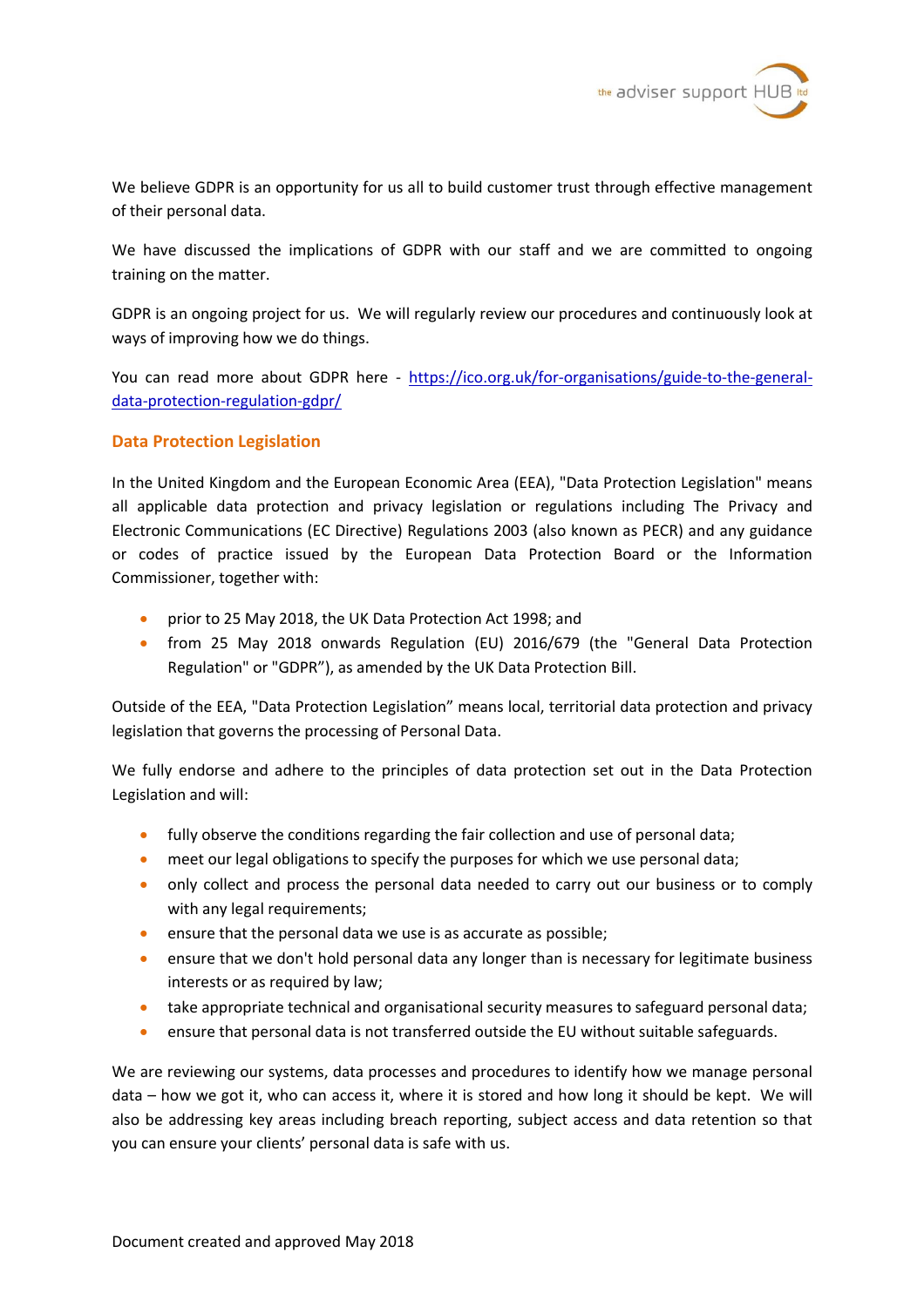We believe GDPR is an opportunity for us all to build customer trust through effective management of their personal data.

We have discussed the implications of GDPR with our staff and we are committed to ongoing training on the matter.

GDPR is an ongoing project for us. We will regularly review our procedures and continuously look at ways of improving how we do things.

You can read more about GDPR here - https://ico.org.uk/for-organisations/guide-to-the-general-data-protection-regulation-gdpr/

## Data Protection Legislation

In the United Kingdom and the European Economic Area (EEA), "Data Protection Legislation" means all applicable data protection and privacy legislation or regulations including The Privacy and Electronic Communications (EC Directive) Regulations 2003 (also known as PECR) and any guidance or codes of practice issued by the European Data Protection Board or the Information Commissioner, together with:

- prior to 25 May 2018, the UK Data Protection Act 1998; and
- from 25 May 2018 onwards Regulation (EU) 2016/679 (the "General Data Protection Regulation" or "GDPR"), as amended by the UK Data Protection Bill.

Outside of the EEA, "Data Protection Legislation" means local, territorial data protection and privacy legislation that governs the processing of Personal Data.

We fully endorse and adhere to the principles of data protection set out in the Data Protection Legislation and will:

- fully observe the conditions regarding the fair collection and use of personal data;
- meet our legal obligations to specify the purposes for which we use personal data;
- only collect and process the personal data needed to carry out our business or to comply with any legal requirements;
- ensure that the personal data we use is as accurate as possible;
- ensure that we don't hold personal data any longer than is necessary for legitimate business interests or as required by law;
- take appropriate technical and organisational security measures to safeguard personal data;
- ensure that personal data is not transferred outside the EU without suitable safeguards.

We are reviewing our systems, data processes and procedures to identify how we manage personal data – how we got it, who can access it, where it is stored and how long it should be kept. We will also be addressing key areas including breach reporting, subject access and data retention so that you can ensure your clients' personal data is safe with us.

Document created and approved May 2018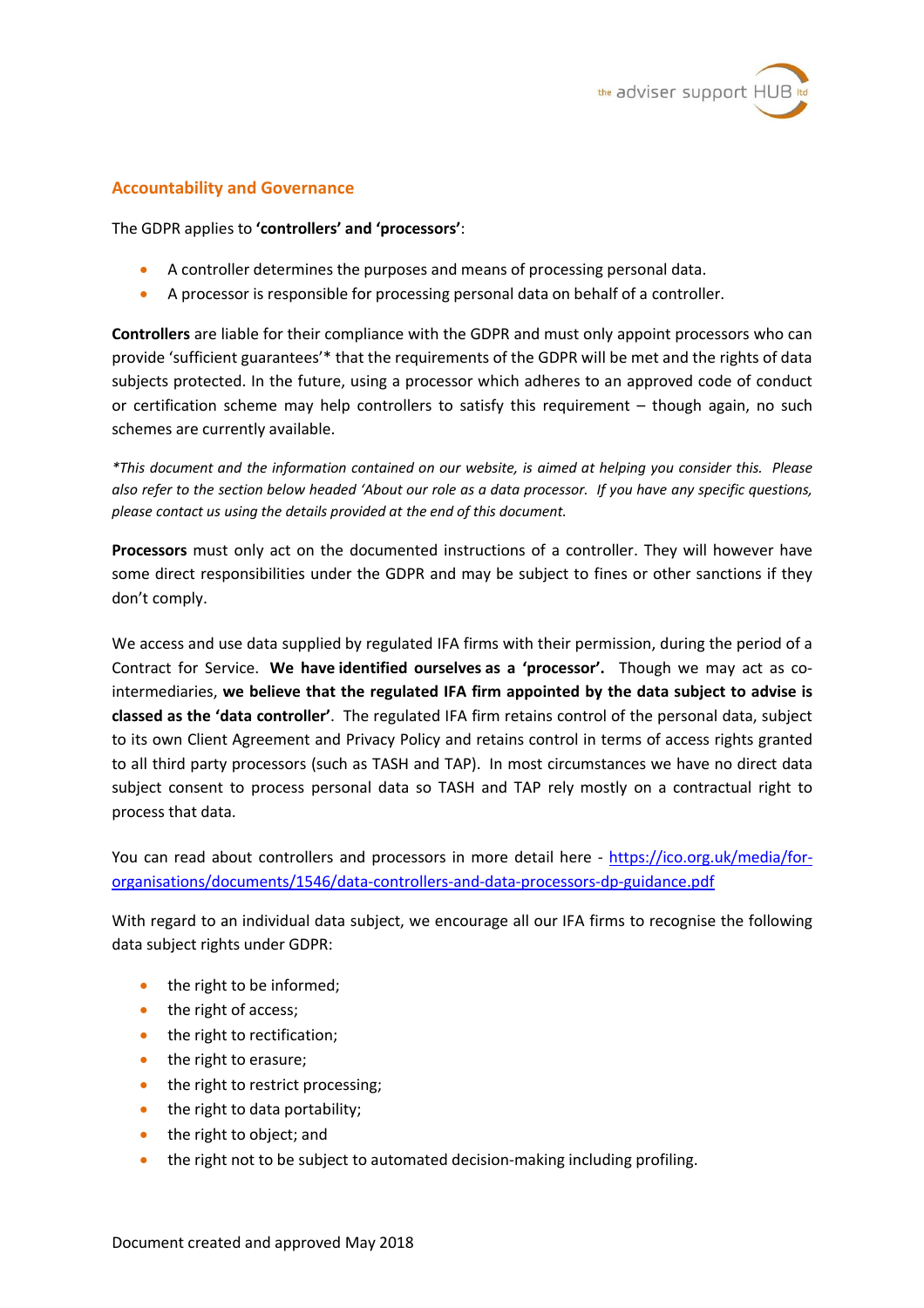## Accountability and Governance

The GDPR applies to **'controllers' and 'processors'**:

- A controller determines the purposes and means of processing personal data.
- A processor is responsible for processing personal data on behalf of a controller.

**Controllers** are liable for their compliance with the GDPR and must only appoint processors who can provide 'sufficient guarantees'* that the requirements of the GDPR will be met and the rights of data subjects protected. In the future, using a processor which adheres to an approved code of conduct or certification scheme may help controllers to satisfy this requirement – though again, no such schemes are currently available.

*\*This document and the information contained on our website, is aimed at helping you consider this. Please also refer to the section below headed 'About our role as a data processor. If you have any specific questions, please contact us using the details provided at the end of this document.*

**Processors** must only act on the documented instructions of a controller. They will however have some direct responsibilities under the GDPR and may be subject to fines or other sanctions if they don't comply.

We access and use data supplied by regulated IFA firms with their permission, during the period of a Contract for Service. **We have identified ourselves as a 'processor'.** Though we may act as co-intermediaries, **we believe that the regulated IFA firm appointed by the data subject to advise is classed as the 'data controller'**. The regulated IFA firm retains control of the personal data, subject to its own Client Agreement and Privacy Policy and retains control in terms of access rights granted to all third party processors (such as TASH and TAP). In most circumstances we have no direct data subject consent to process personal data so TASH and TAP rely mostly on a contractual right to process that data.

You can read about controllers and processors in more detail here - [https://ico.org.uk/media/for-organisations/documents/1546/data-controllers-and-data-processors-dp-guidance.pdf](https://ico.org.uk/media/for-organisations/documents/1546/data-controllers-and-data-processors-dp-guidance.pdf)

With regard to an individual data subject, we encourage all our IFA firms to recognise the following data subject rights under GDPR:

- the right to be informed;
- the right of access;
- the right to rectification;
- the right to erasure;
- the right to restrict processing;
- the right to data portability;
- the right to object; and
- the right not to be subject to automated decision-making including profiling.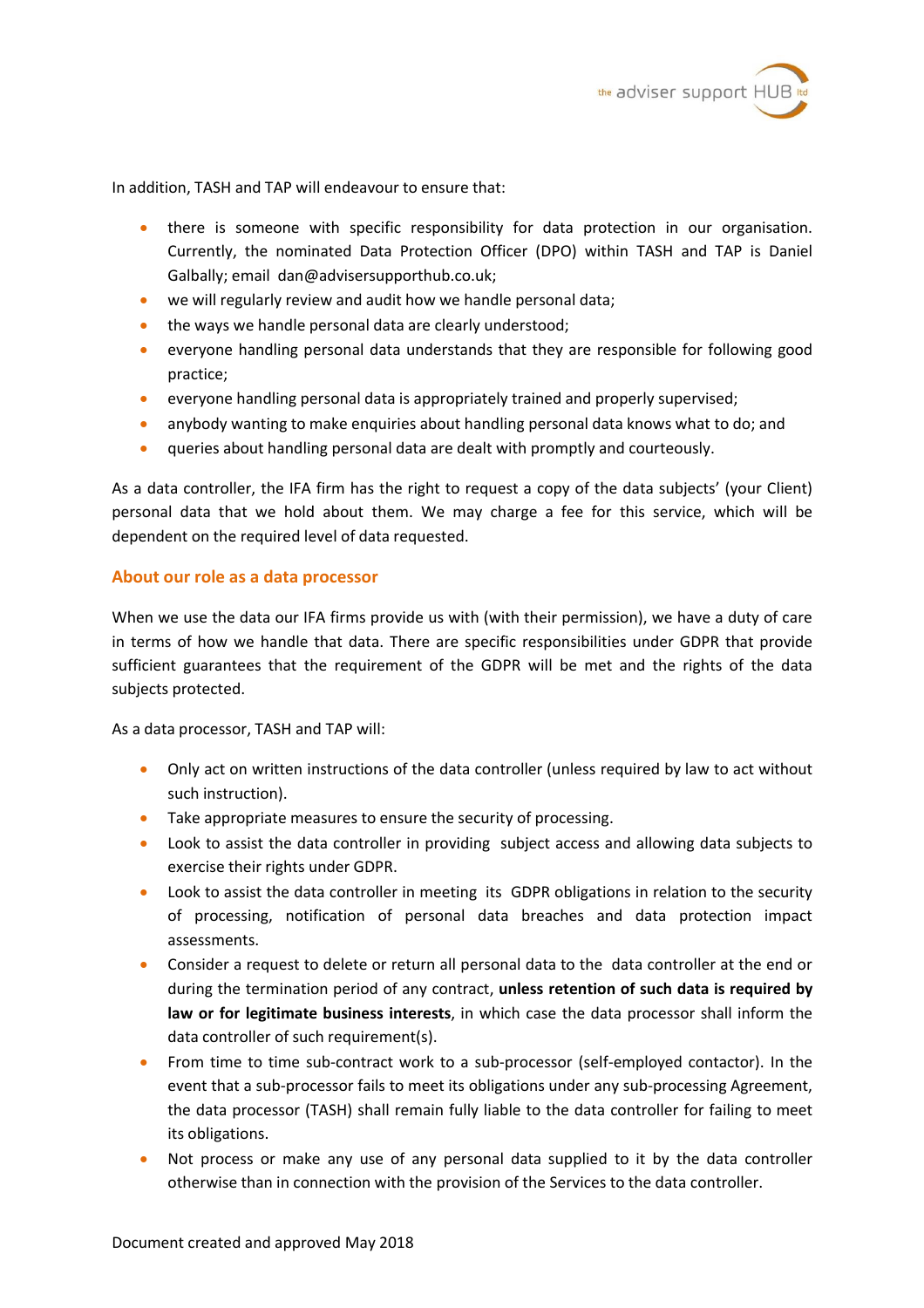In addition, TASH and TAP will endeavour to ensure that:

- there is someone with specific responsibility for data protection in our organisation. Currently, the nominated Data Protection Officer (DPO) within TASH and TAP is Daniel Galbally; email dan@advisersupporthub.co.uk;
- we will regularly review and audit how we handle personal data;
- the ways we handle personal data are clearly understood;
- everyone handling personal data understands that they are responsible for following good practice;
- everyone handling personal data is appropriately trained and properly supervised;
- anybody wanting to make enquiries about handling personal data knows what to do; and
- queries about handling personal data are dealt with promptly and courteously.

As a data controller, the IFA firm has the right to request a copy of the data subjects' (your Client) personal data that we hold about them. We may charge a fee for this service, which will be dependent on the required level of data requested.

## About our role as a data processor

When we use the data our IFA firms provide us with (with their permission), we have a duty of care in terms of how we handle that data. There are specific responsibilities under GDPR that provide sufficient guarantees that the requirement of the GDPR will be met and the rights of the data subjects protected.

As a data processor, TASH and TAP will:

- Only act on written instructions of the data controller (unless required by law to act without such instruction).
- Take appropriate measures to ensure the security of processing.
- Look to assist the data controller in providing subject access and allowing data subjects to exercise their rights under GDPR.
- Look to assist the data controller in meeting its GDPR obligations in relation to the security of processing, notification of personal data breaches and data protection impact assessments.
- Consider a request to delete or return all personal data to the data controller at the end or during the termination period of any contract, **unless retention of such data is required by law or for legitimate business interests**, in which case the data processor shall inform the data controller of such requirement(s).
- From time to time sub-contract work to a sub-processor (self-employed contactor). In the event that a sub-processor fails to meet its obligations under any sub-processing Agreement, the data processor (TASH) shall remain fully liable to the data controller for failing to meet its obligations.
- Not process or make any use of any personal data supplied to it by the data controller otherwise than in connection with the provision of the Services to the data controller.

Document created and approved May 2018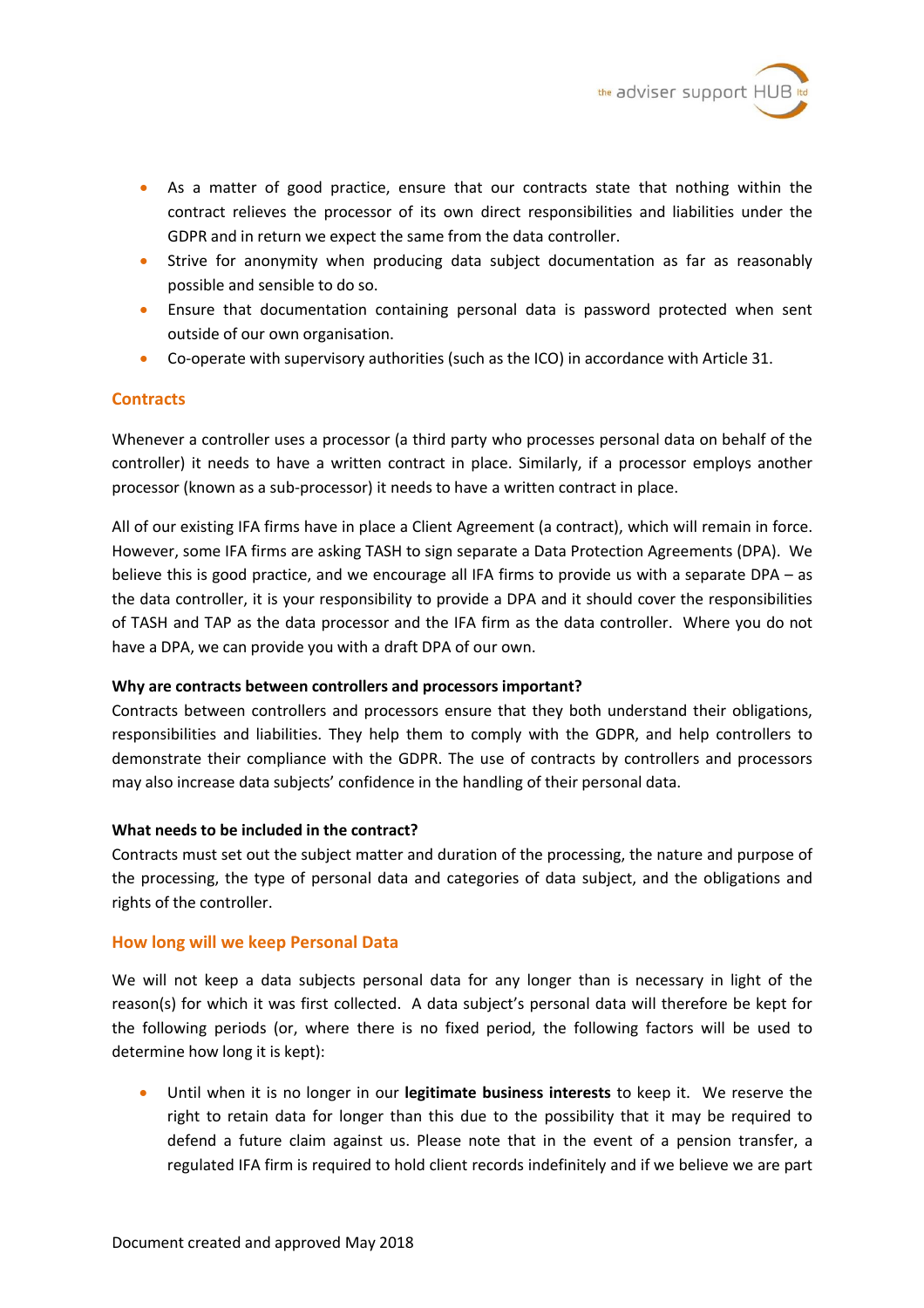- As a matter of good practice, ensure that our contracts state that nothing within the contract relieves the processor of its own direct responsibilities and liabilities under the GDPR and in return we expect the same from the data controller.
- Strive for anonymity when producing data subject documentation as far as reasonably possible and sensible to do so.
- Ensure that documentation containing personal data is password protected when sent outside of our own organisation.
- Co-operate with supervisory authorities (such as the ICO) in accordance with Article 31.

## Contracts

Whenever a controller uses a processor (a third party who processes personal data on behalf of the controller) it needs to have a written contract in place. Similarly, if a processor employs another processor (known as a sub-processor) it needs to have a written contract in place.

All of our existing IFA firms have in place a Client Agreement (a contract), which will remain in force. However, some IFA firms are asking TASH to sign separate a Data Protection Agreements (DPA). We believe this is good practice, and we encourage all IFA firms to provide us with a separate DPA – as the data controller, it is your responsibility to provide a DPA and it should cover the responsibilities of TASH and TAP as the data processor and the IFA firm as the data controller. Where you do not have a DPA, we can provide you with a draft DPA of our own.

**Why are contracts between controllers and processors important?**
Contracts between controllers and processors ensure that they both understand their obligations, responsibilities and liabilities. They help them to comply with the GDPR, and help controllers to demonstrate their compliance with the GDPR. The use of contracts by controllers and processors may also increase data subjects' confidence in the handling of their personal data.

**What needs to be included in the contract?**
Contracts must set out the subject matter and duration of the processing, the nature and purpose of the processing, the type of personal data and categories of data subject, and the obligations and rights of the controller.

## How long will we keep Personal Data

We will not keep a data subjects personal data for any longer than is necessary in light of the reason(s) for which it was first collected. A data subject's personal data will therefore be kept for the following periods (or, where there is no fixed period, the following factors will be used to determine how long it is kept):

- Until when it is no longer in our **legitimate business interests** to keep it. We reserve the right to retain data for longer than this due to the possibility that it may be required to defend a future claim against us. Please note that in the event of a pension transfer, a regulated IFA firm is required to hold client records indefinitely and if we believe we are part

Document created and approved May 2018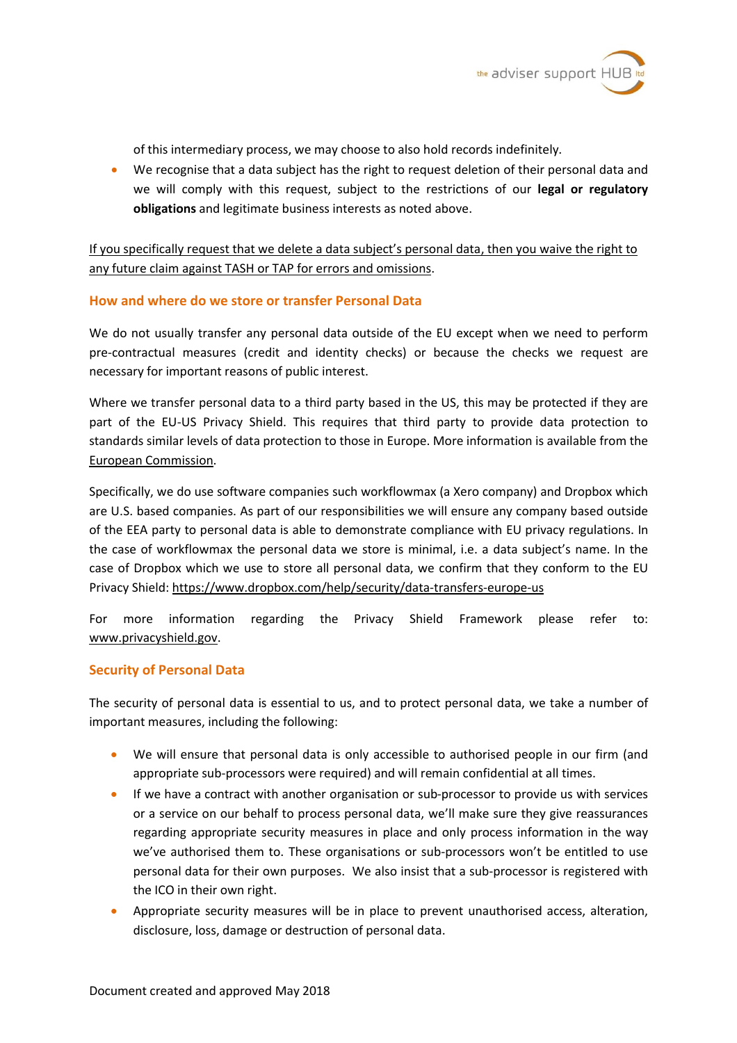of this intermediary process, we may choose to also hold records indefinitely.

- We recognise that a data subject has the right to request deletion of their personal data and we will comply with this request, subject to the restrictions of our **legal or regulatory obligations** and legitimate business interests as noted above.

If you specifically request that we delete a data subject's personal data, then you waive the right to any future claim against TASH or TAP for errors and omissions.

## How and where do we store or transfer Personal Data

We do not usually transfer any personal data outside of the EU except when we need to perform pre-contractual measures (credit and identity checks) or because the checks we request are necessary for important reasons of public interest.

Where we transfer personal data to a third party based in the US, this may be protected if they are part of the EU-US Privacy Shield. This requires that third party to provide data protection to standards similar levels of data protection to those in Europe. More information is available from the European Commission.

Specifically, we do use software companies such workflowmax (a Xero company) and Dropbox which are U.S. based companies. As part of our responsibilities we will ensure any company based outside of the EEA party to personal data is able to demonstrate compliance with EU privacy regulations. In the case of workflowmax the personal data we store is minimal, i.e. a data subject's name. In the case of Dropbox which we use to store all personal data, we confirm that they conform to the EU Privacy Shield: https://www.dropbox.com/help/security/data-transfers-europe-us

For more information regarding the Privacy Shield Framework please refer to: www.privacyshield.gov.

## Security of Personal Data

The security of personal data is essential to us, and to protect personal data, we take a number of important measures, including the following:

- We will ensure that personal data is only accessible to authorised people in our firm (and appropriate sub-processors were required) and will remain confidential at all times.
- If we have a contract with another organisation or sub-processor to provide us with services or a service on our behalf to process personal data, we'll make sure they give reassurances regarding appropriate security measures in place and only process information in the way we've authorised them to. These organisations or sub-processors won't be entitled to use personal data for their own purposes. We also insist that a sub-processor is registered with the ICO in their own right.
- Appropriate security measures will be in place to prevent unauthorised access, alteration, disclosure, loss, damage or destruction of personal data.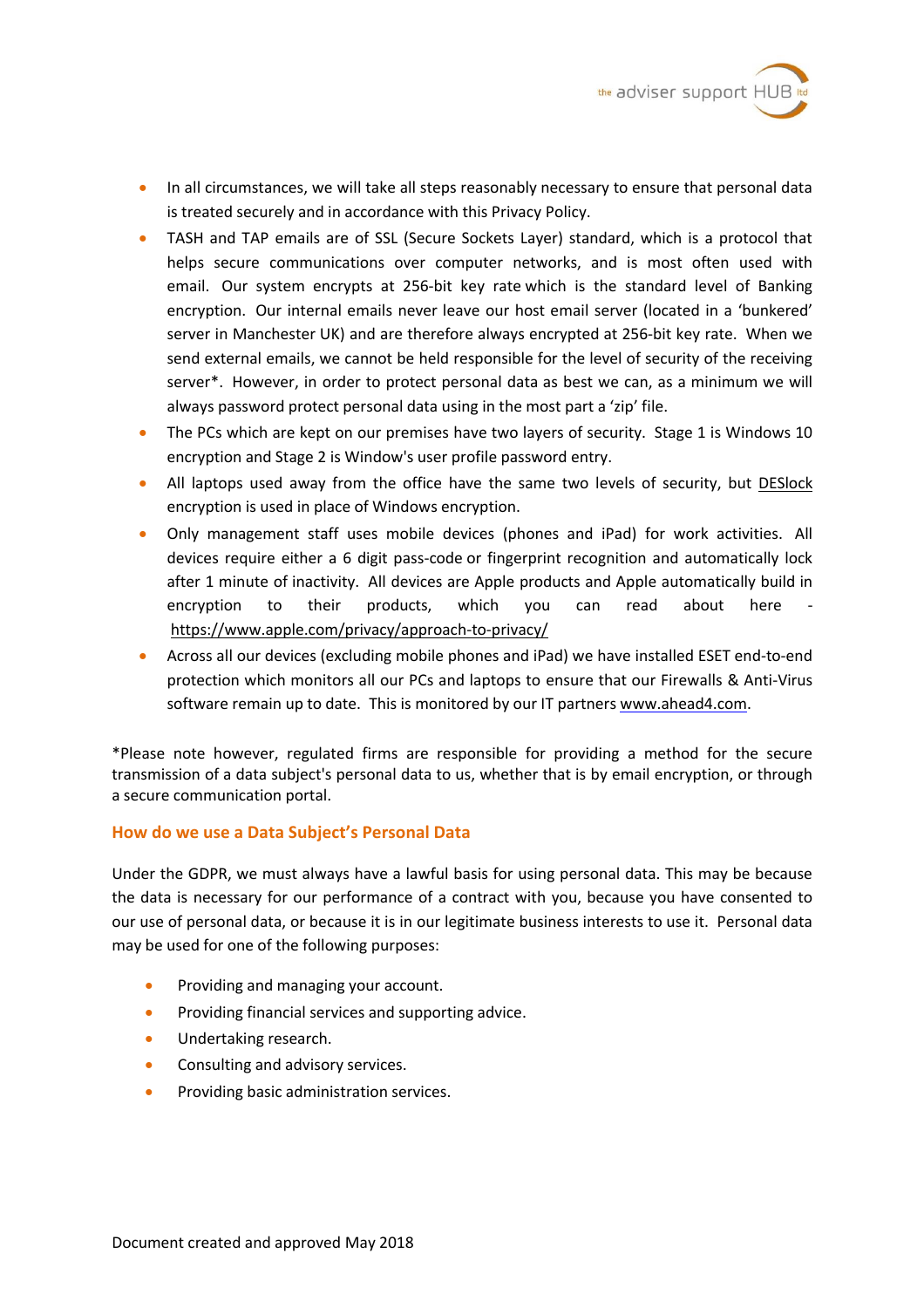- In all circumstances, we will take all steps reasonably necessary to ensure that personal data is treated securely and in accordance with this Privacy Policy.
- TASH and TAP emails are of SSL (Secure Sockets Layer) standard, which is a protocol that helps secure communications over computer networks, and is most often used with email. Our system encrypts at 256-bit key rate which is the standard level of Banking encryption. Our internal emails never leave our host email server (located in a 'bunkered' server in Manchester UK) and are therefore always encrypted at 256-bit key rate. When we send external emails, we cannot be held responsible for the level of security of the receiving server*. However, in order to protect personal data as best we can, as a minimum we will always password protect personal data using in the most part a 'zip' file.
- The PCs which are kept on our premises have two layers of security. Stage 1 is Windows 10 encryption and Stage 2 is Window's user profile password entry.
- All laptops used away from the office have the same two levels of security, but DESlock encryption is used in place of Windows encryption.
- Only management staff uses mobile devices (phones and iPad) for work activities. All devices require either a 6 digit pass-code or fingerprint recognition and automatically lock after 1 minute of inactivity. All devices are Apple products and Apple automatically build in encryption to their products, which you can read about here - https://www.apple.com/privacy/approach-to-privacy/
- Across all our devices (excluding mobile phones and iPad) we have installed ESET end-to-end protection which monitors all our PCs and laptops to ensure that our Firewalls & Anti-Virus software remain up to date. This is monitored by our IT partners www.ahead4.com.

*Please note however, regulated firms are responsible for providing a method for the secure transmission of a data subject's personal data to us, whether that is by email encryption, or through a secure communication portal.

### How do we use a Data Subject's Personal Data

Under the GDPR, we must always have a lawful basis for using personal data. This may be because the data is necessary for our performance of a contract with you, because you have consented to our use of personal data, or because it is in our legitimate business interests to use it. Personal data may be used for one of the following purposes:

- Providing and managing your account.
- Providing financial services and supporting advice.
- Undertaking research.
- Consulting and advisory services.
- Providing basic administration services.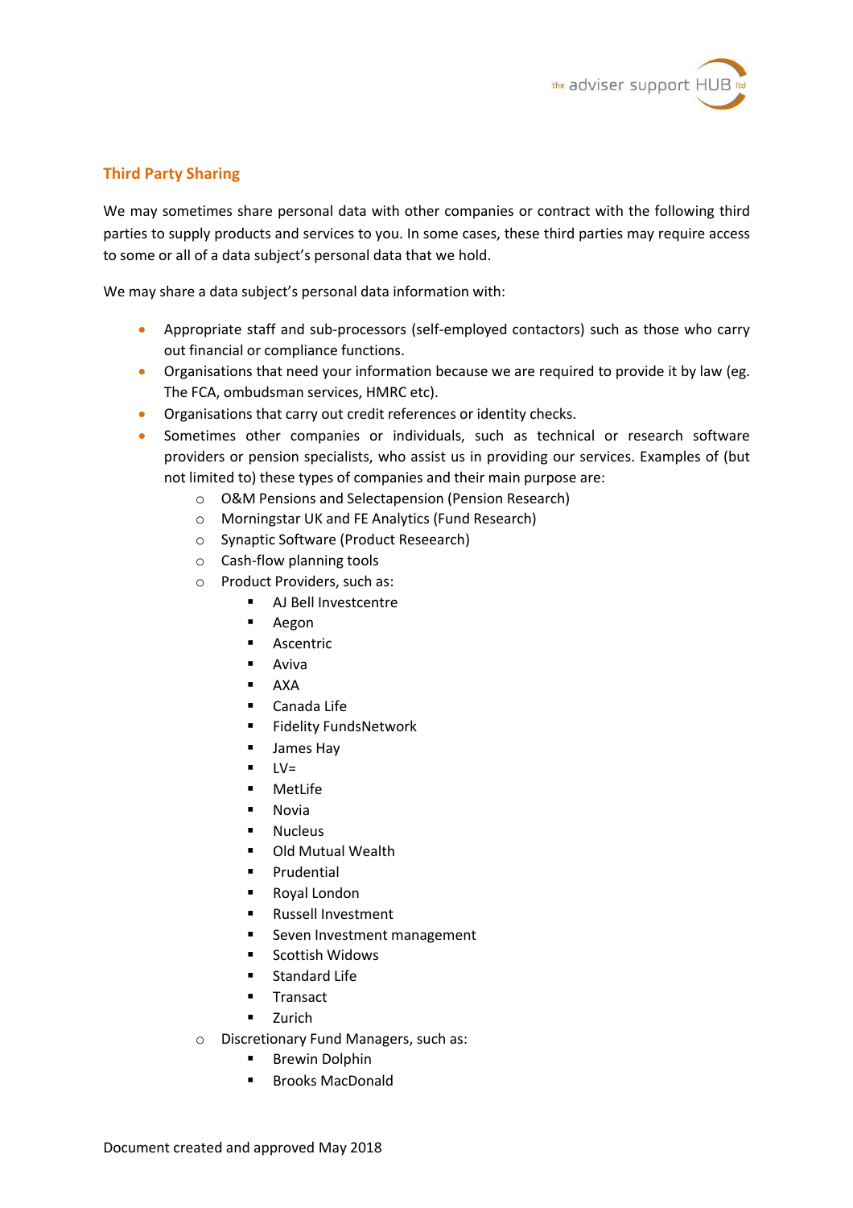## Third Party Sharing

We may sometimes share personal data with other companies or contract with the following third parties to supply products and services to you. In some cases, these third parties may require access to some or all of a data subject's personal data that we hold.

We may share a data subject's personal data information with:

- Appropriate staff and sub-processors (self-employed contactors) such as those who carry out financial or compliance functions.
- Organisations that need your information because we are required to provide it by law (eg. The FCA, ombudsman services, HMRC etc).
- Organisations that carry out credit references or identity checks.
- Sometimes other companies or individuals, such as technical or research software providers or pension specialists, who assist us in providing our services. Examples of (but not limited to) these types of companies and their main purpose are:
    - O&M Pensions and Selectapension (Pension Research)
    - Morningstar UK and FE Analytics (Fund Research)
    - Synaptic Software (Product Reseearch)
    - Cash-flow planning tools
    - Product Providers, such as:
        - AJ Bell Investcentre
        - Aegon
        - Ascentric
        - Aviva
        - AXA
        - Canada Life
        - Fidelity FundsNetwork
        - James Hay
        - LV=
        - MetLife
        - Novia
        - Nucleus
        - Old Mutual Wealth
        - Prudential
        - Royal London
        - Russell Investment
        - Seven Investment management
        - Scottish Widows
        - Standard Life
        - Transact
        - Zurich
    - Discretionary Fund Managers, such as:
        - Brewin Dolphin
        - Brooks MacDonald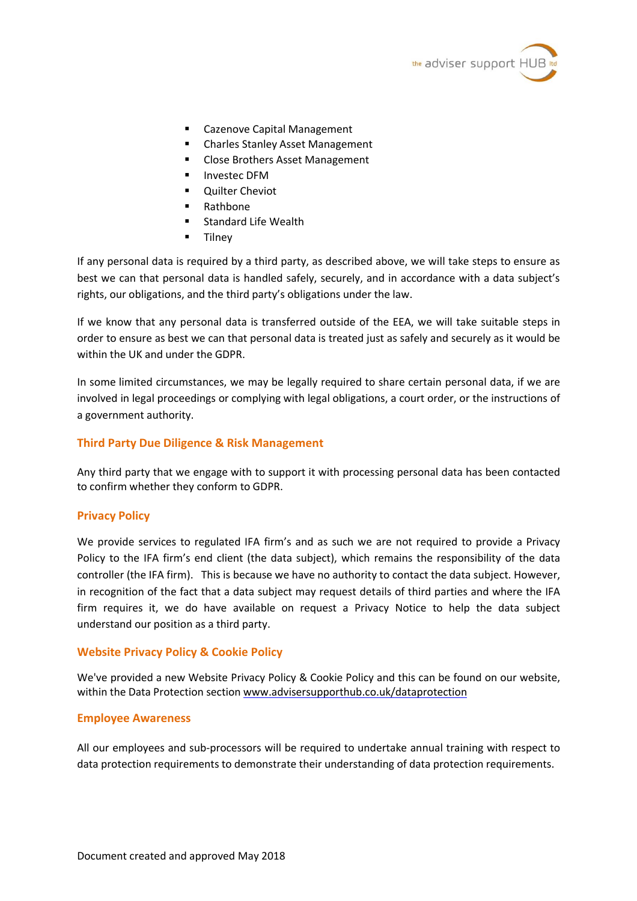- Cazenove Capital Management
- Charles Stanley Asset Management
- Close Brothers Asset Management
- Investec DFM
- Quilter Cheviot
- Rathbone
- Standard Life Wealth
- Tilney

If any personal data is required by a third party, as described above, we will take steps to ensure as best we can that personal data is handled safely, securely, and in accordance with a data subject's rights, our obligations, and the third party's obligations under the law.

If we know that any personal data is transferred outside of the EEA, we will take suitable steps in order to ensure as best we can that personal data is treated just as safely and securely as it would be within the UK and under the GDPR.

In some limited circumstances, we may be legally required to share certain personal data, if we are involved in legal proceedings or complying with legal obligations, a court order, or the instructions of a government authority.

## Third Party Due Diligence & Risk Management

Any third party that we engage with to support it with processing personal data has been contacted to confirm whether they conform to GDPR.

## Privacy Policy

We provide services to regulated IFA firm's and as such we are not required to provide a Privacy Policy to the IFA firm's end client (the data subject), which remains the responsibility of the data controller (the IFA firm). This is because we have no authority to contact the data subject. However, in recognition of the fact that a data subject may request details of third parties and where the IFA firm requires it, we do have available on request a Privacy Notice to help the data subject understand our position as a third party.

## Website Privacy Policy & Cookie Policy

We've provided a new Website Privacy Policy & Cookie Policy and this can be found on our website, within the Data Protection section www.advisersupporthub.co.uk/dataprotection

## Employee Awareness

All our employees and sub-processors will be required to undertake annual training with respect to data protection requirements to demonstrate their understanding of data protection requirements.

Document created and approved May 2018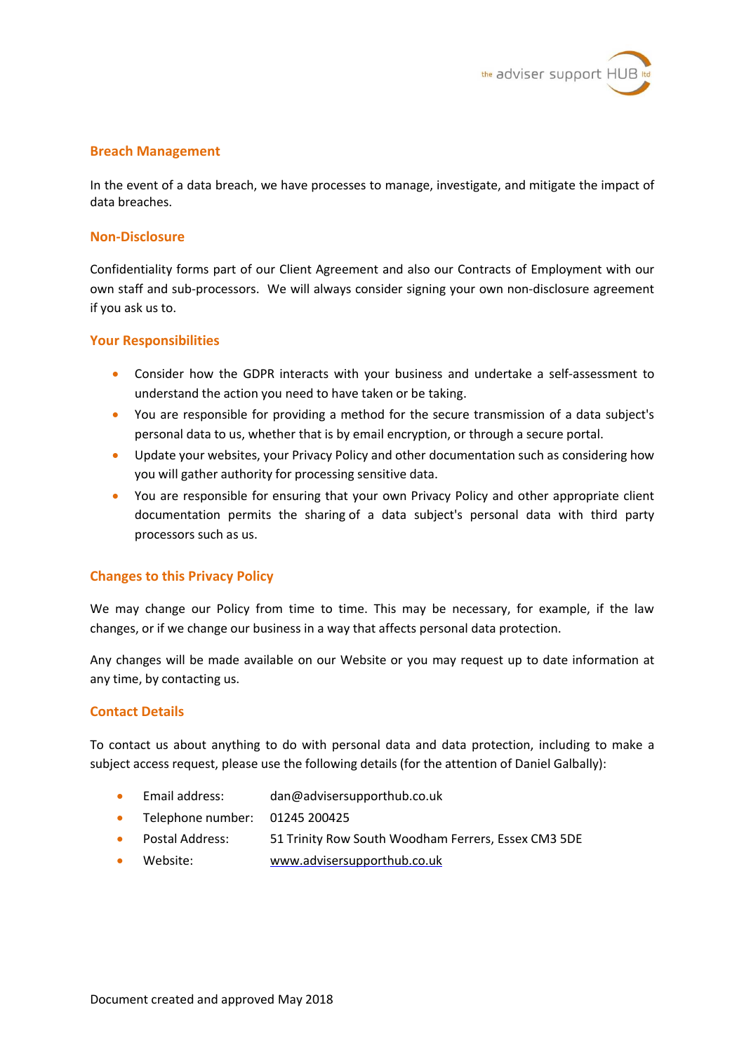## Breach Management

In the event of a data breach, we have processes to manage, investigate, and mitigate the impact of data breaches.

## Non-Disclosure

Confidentiality forms part of our Client Agreement and also our Contracts of Employment with our own staff and sub-processors. We will always consider signing your own non-disclosure agreement if you ask us to.

## Your Responsibilities

- Consider how the GDPR interacts with your business and undertake a self-assessment to understand the action you need to have taken or be taking.
- You are responsible for providing a method for the secure transmission of a data subject's personal data to us, whether that is by email encryption, or through a secure portal.
- Update your websites, your Privacy Policy and other documentation such as considering how you will gather authority for processing sensitive data.
- You are responsible for ensuring that your own Privacy Policy and other appropriate client documentation permits the sharing of a data subject's personal data with third party processors such as us.

## Changes to this Privacy Policy

We may change our Policy from time to time. This may be necessary, for example, if the law changes, or if we change our business in a way that affects personal data protection.

Any changes will be made available on our Website or you may request up to date information at any time, by contacting us.

## Contact Details

To contact us about anything to do with personal data and data protection, including to make a subject access request, please use the following details (for the attention of Daniel Galbally):

- Email address: dan@advisersupporthub.co.uk
- Telephone number: 01245 200425
- Postal Address: 51 Trinity Row South Woodham Ferrers, Essex CM3 5DE
- Website: www.advisersupporthub.co.uk

Document created and approved May 2018